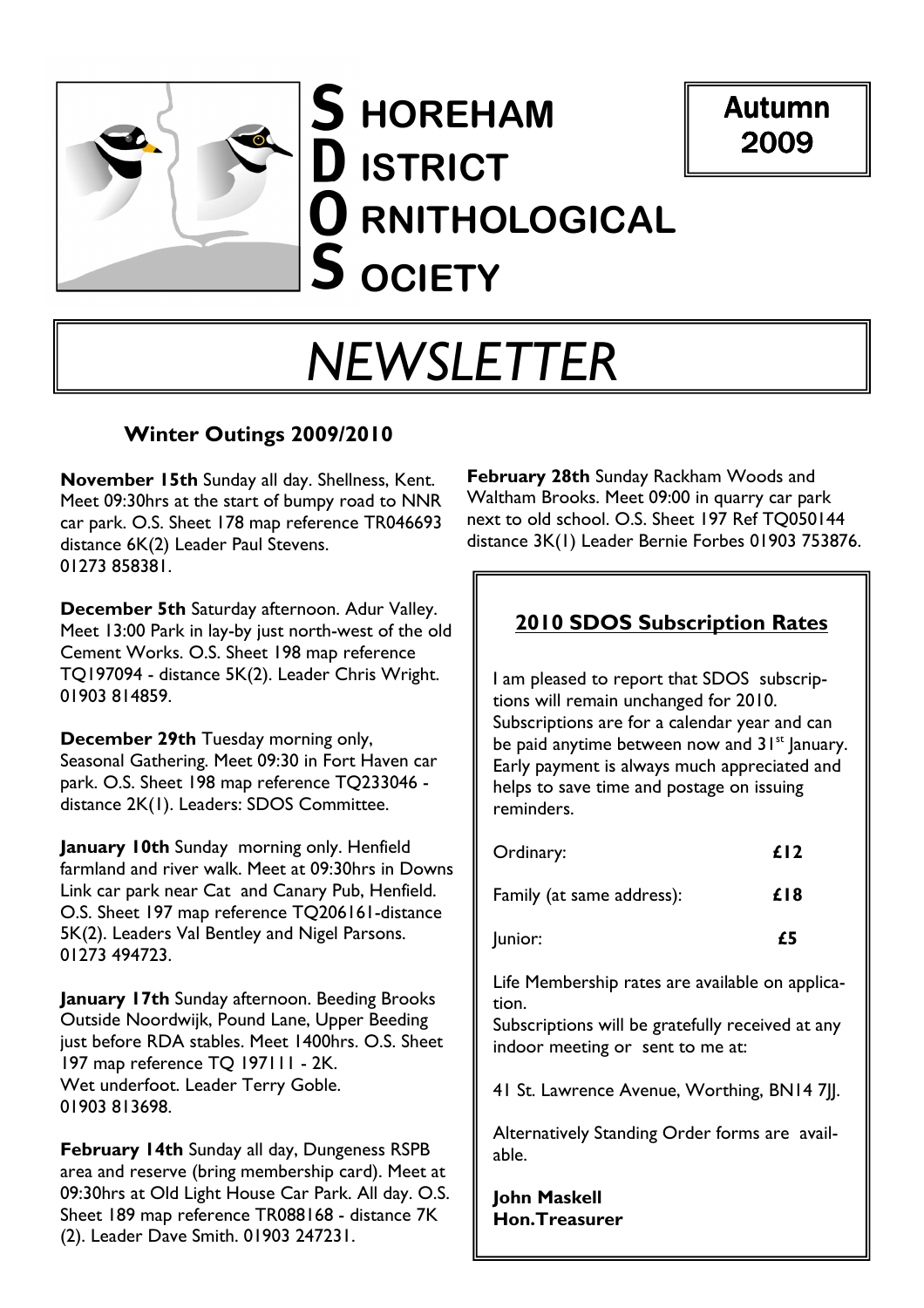# SHOREHAM DISTRICT ORNITHOLOGICAL SOCIETY

**Autumn 2009**

# *NEWSLETTER*

## Winter Outings 2009/2010

**November 15th** Sunday all day. Shellness, Kent. Meet 09:30hrs at the start of bumpy road to NNR car park. O.S. Sheet 178 map reference TR046693 distance 6K(2) Leader Paul Stevens. 01273 858381.

**December 5th** Saturday afternoon. Adur Valley. Meet 13:00 Park in lay-by just north-west of the old Cement Works. O.S. Sheet 198 map reference TQ197094 - distance 5K(2). Leader Chris Wright. 01903 814859.

**December 29th** Tuesday morning only, Seasonal Gathering. Meet 09:30 in Fort Haven car park. O.S. Sheet 198 map reference TQ233046 - distance 2K(1). Leaders: SDOS Committee.

**January 10th** Sunday morning only. Henfield farmland and river walk. Meet at 09:30hrs in Downs Link car park near Cat and Canary Pub, Henfield. O.S. Sheet 197 map reference TQ206161-distance 5K(2). Leaders Val Bentley and Nigel Parsons. 01273 494723.

**January 17th** Sunday afternoon. Beeding Brooks Outside Noordwijk, Pound Lane, Upper Beeding just before RDA stables. Meet 1400hrs. O.S. Sheet 197 map reference TQ 197111 - 2K. Wet underfoot. Leader Terry Goble. 01903 813698.

**February 14th** Sunday all day, Dungeness RSPB area and reserve (bring membership card). Meet at 09:30hrs at Old Light House Car Park. All day. O.S. Sheet 189 map reference TR088168 - distance 7K (2). Leader Dave Smith. 01903 247231.

**February 28th** Sunday Rackham Woods and Waltham Brooks. Meet 09:00 in quarry car park next to old school. O.S. Sheet 197 Ref TQ050144 distance 3K(1) Leader Bernie Forbes 01903 753876.

## 2010 SDOS Subscription Rates

I am pleased to report that SDOS subscriptions will remain unchanged for 2010. Subscriptions are for a calendar year and can be paid anytime between now and 31st January. Early payment is always much appreciated and helps to save time and postage on issuing reminders.

| | |
|---|---|
| Ordinary: | **£12** |
| Family (at same address): | **£18** |
| Junior: | **£5** |

Life Membership rates are available on application.

Subscriptions will be gratefully received at any indoor meeting or sent to me at:

41 St. Lawrence Avenue, Worthing, BN14 7JJ.

Alternatively Standing Order forms are available.

**John Maskell**
**Hon.Treasurer**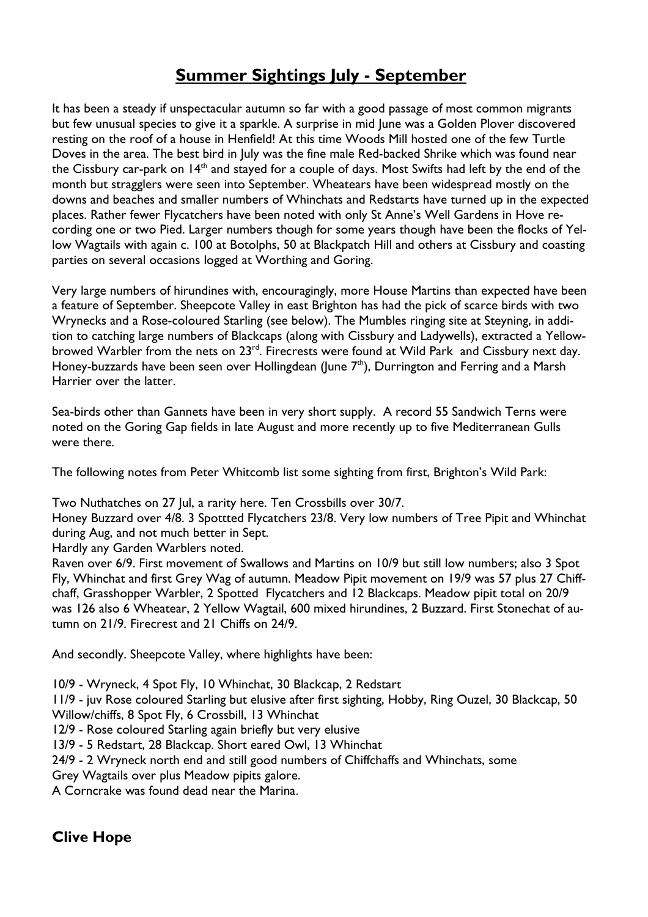# Summer Sightings July - September

It has been a steady if unspectacular autumn so far with a good passage of most common migrants but few unusual species to give it a sparkle. A surprise in mid June was a Golden Plover discovered resting on the roof of a house in Henfield! At this time Woods Mill hosted one of the few Turtle Doves in the area. The best bird in July was the fine male Red-backed Shrike which was found near the Cissbury car-park on 14th and stayed for a couple of days. Most Swifts had left by the end of the month but stragglers were seen into September. Wheatears have been widespread mostly on the downs and beaches and smaller numbers of Whinchats and Redstarts have turned up in the expected places. Rather fewer Flycatchers have been noted with only St Anne's Well Gardens in Hove recording one or two Pied. Larger numbers though for some years though have been the flocks of Yellow Wagtails with again c. 100 at Botolphs, 50 at Blackpatch Hill and others at Cissbury and coasting parties on several occasions logged at Worthing and Goring.

Very large numbers of hirundines with, encouragingly, more House Martins than expected have been a feature of September. Sheepcote Valley in east Brighton has had the pick of scarce birds with two Wrynecks and a Rose-coloured Starling (see below). The Mumbles ringing site at Steyning, in addition to catching large numbers of Blackcaps (along with Cissbury and Ladywells), extracted a Yellow-browed Warbler from the nets on 23rd. Firecrests were found at Wild Park and Cissbury next day. Honey-buzzards have been seen over Hollingdean (June 7th), Durrington and Ferring and a Marsh Harrier over the latter.

Sea-birds other than Gannets have been in very short supply. A record 55 Sandwich Terns were noted on the Goring Gap fields in late August and more recently up to five Mediterranean Gulls were there.

The following notes from Peter Whitcomb list some sighting from first, Brighton's Wild Park:

Two Nuthatches on 27 Jul, a rarity here. Ten Crossbills over 30/7.
Honey Buzzard over 4/8. 3 Spottted Flycatchers 23/8. Very low numbers of Tree Pipit and Whinchat during Aug, and not much better in Sept.
Hardly any Garden Warblers noted.
Raven over 6/9. First movement of Swallows and Martins on 10/9 but still low numbers; also 3 Spot Fly, Whinchat and first Grey Wag of autumn. Meadow Pipit movement on 19/9 was 57 plus 27 Chiffchaff, Grasshopper Warbler, 2 Spotted Flycatchers and 12 Blackcaps. Meadow pipit total on 20/9 was 126 also 6 Wheatear, 2 Yellow Wagtail, 600 mixed hirundines, 2 Buzzard. First Stonechat of autumn on 21/9. Firecrest and 21 Chiffs on 24/9.

And secondly. Sheepcote Valley, where highlights have been:

10/9 - Wryneck, 4 Spot Fly, 10 Whinchat, 30 Blackcap, 2 Redstart
11/9 - juv Rose coloured Starling but elusive after first sighting, Hobby, Ring Ouzel, 30 Blackcap, 50 Willow/chiffs, 8 Spot Fly, 6 Crossbill, 13 Whinchat
12/9 - Rose coloured Starling again briefly but very elusive
13/9 - 5 Redstart, 28 Blackcap. Short eared Owl, 13 Whinchat
24/9 - 2 Wryneck north end and still good numbers of Chiffchaffs and Whinchats, some Grey Wagtails over plus Meadow pipits galore.
A Corncrake was found dead near the Marina.

## Clive Hope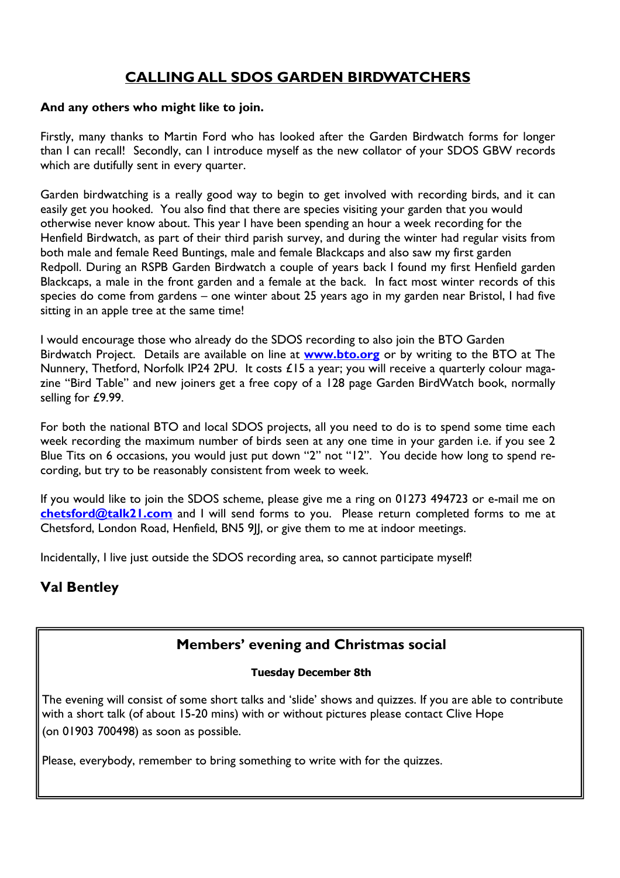## CALLING ALL SDOS GARDEN BIRDWATCHERS

**And any others who might like to join.**

Firstly, many thanks to Martin Ford who has looked after the Garden Birdwatch forms for longer than I can recall! Secondly, can I introduce myself as the new collator of your SDOS GBW records which are dutifully sent in every quarter.

Garden birdwatching is a really good way to begin to get involved with recording birds, and it can easily get you hooked. You also find that there are species visiting your garden that you would otherwise never know about. This year I have been spending an hour a week recording for the Henfield Birdwatch, as part of their third parish survey, and during the winter had regular visits from both male and female Reed Buntings, male and female Blackcaps and also saw my first garden Redpoll. During an RSPB Garden Birdwatch a couple of years back I found my first Henfield garden Blackcaps, a male in the front garden and a female at the back. In fact most winter records of this species do come from gardens – one winter about 25 years ago in my garden near Bristol, I had five sitting in an apple tree at the same time!

I would encourage those who already do the SDOS recording to also join the BTO Garden Birdwatch Project. Details are available on line at **www.bto.org** or by writing to the BTO at The Nunnery, Thetford, Norfolk IP24 2PU. It costs £15 a year; you will receive a quarterly colour magazine "Bird Table" and new joiners get a free copy of a 128 page Garden BirdWatch book, normally selling for £9.99.

For both the national BTO and local SDOS projects, all you need to do is to spend some time each week recording the maximum number of birds seen at any one time in your garden i.e. if you see 2 Blue Tits on 6 occasions, you would just put down "2" not "12". You decide how long to spend recording, but try to be reasonably consistent from week to week.

If you would like to join the SDOS scheme, please give me a ring on 01273 494723 or e-mail me on **chetsford@talk21.com** and I will send forms to you. Please return completed forms to me at Chetsford, London Road, Henfield, BN5 9JJ, or give them to me at indoor meetings.

Incidentally, I live just outside the SDOS recording area, so cannot participate myself!

**Val Bentley**

### Members' evening and Christmas social

**Tuesday December 8th**

The evening will consist of some short talks and 'slide' shows and quizzes. If you are able to contribute with a short talk (of about 15-20 mins) with or without pictures please contact Clive Hope (on 01903 700498) as soon as possible.

Please, everybody, remember to bring something to write with for the quizzes.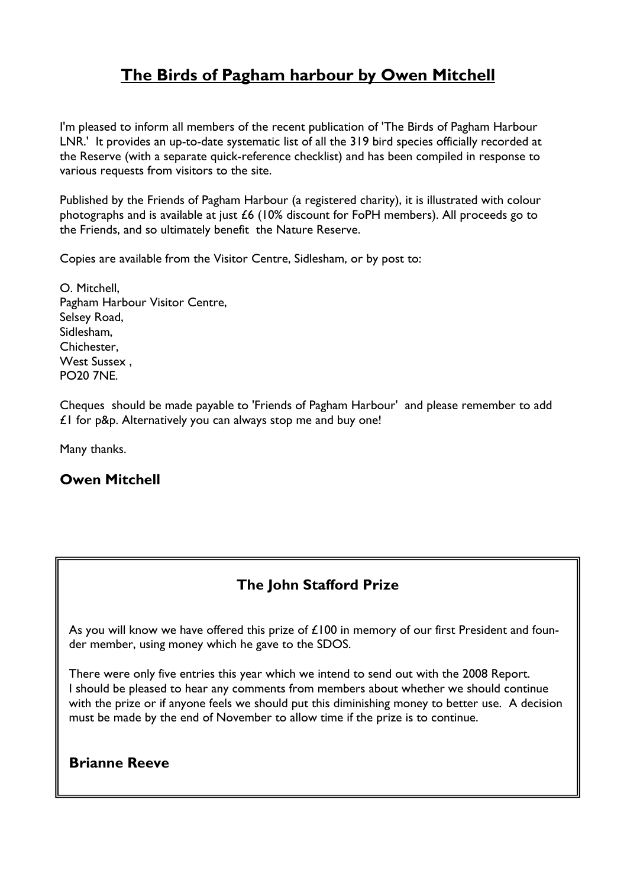# The Birds of Pagham harbour by Owen Mitchell

I'm pleased to inform all members of the recent publication of 'The Birds of Pagham Harbour LNR.' It provides an up-to-date systematic list of all the 319 bird species officially recorded at the Reserve (with a separate quick-reference checklist) and has been compiled in response to various requests from visitors to the site.

Published by the Friends of Pagham Harbour (a registered charity), it is illustrated with colour photographs and is available at just £6 (10% discount for FoPH members). All proceeds go to the Friends, and so ultimately benefit the Nature Reserve.

Copies are available from the Visitor Centre, Sidlesham, or by post to:

O. Mitchell,
Pagham Harbour Visitor Centre,
Selsey Road,
Sidlesham,
Chichester,
West Sussex ,
PO20 7NE.

Cheques should be made payable to 'Friends of Pagham Harbour' and please remember to add £1 for p&p. Alternatively you can always stop me and buy one!

Many thanks.

**Owen Mitchell**

## The John Stafford Prize

As you will know we have offered this prize of £100 in memory of our first President and founder member, using money which he gave to the SDOS.

There were only five entries this year which we intend to send out with the 2008 Report.
I should be pleased to hear any comments from members about whether we should continue with the prize or if anyone feels we should put this diminishing money to better use. A decision must be made by the end of November to allow time if the prize is to continue.

**Brianne Reeve**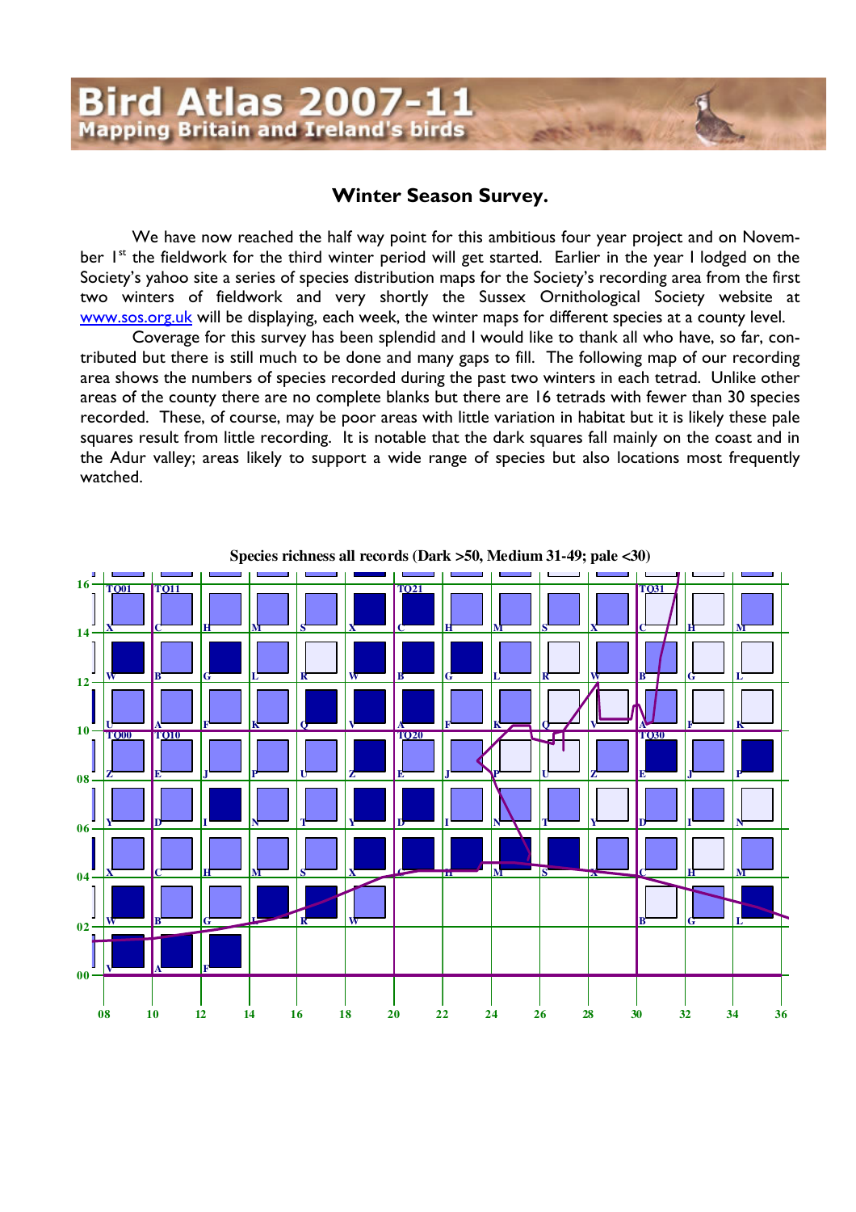# Bird Atlas 2007-11

**Mapping Britain and Ireland's birds**

## Winter Season Survey.

We have now reached the half way point for this ambitious four year project and on November 1st the fieldwork for the third winter period will get started. Earlier in the year I lodged on the Society's yahoo site a series of species distribution maps for the Society's recording area from the first two winters of fieldwork and very shortly the Sussex Ornithological Society website at [www.sos.org.uk](http://www.sos.org.uk) will be displaying, each week, the winter maps for different species at a county level.

Coverage for this survey has been splendid and I would like to thank all who have, so far, contributed but there is still much to be done and many gaps to fill. The following map of our recording area shows the numbers of species recorded during the past two winters in each tetrad. Unlike other areas of the county there are no complete blanks but there are 16 tetrads with fewer than 30 species recorded. These, of course, may be poor areas with little variation in habitat but it is likely these pale squares result from little recording. It is notable that the dark squares fall mainly on the coast and in the Adur valley; areas likely to support a wide range of species but also locations most frequently watched.

**Species richness all records (Dark >50, Medium 31-49; pale <30)**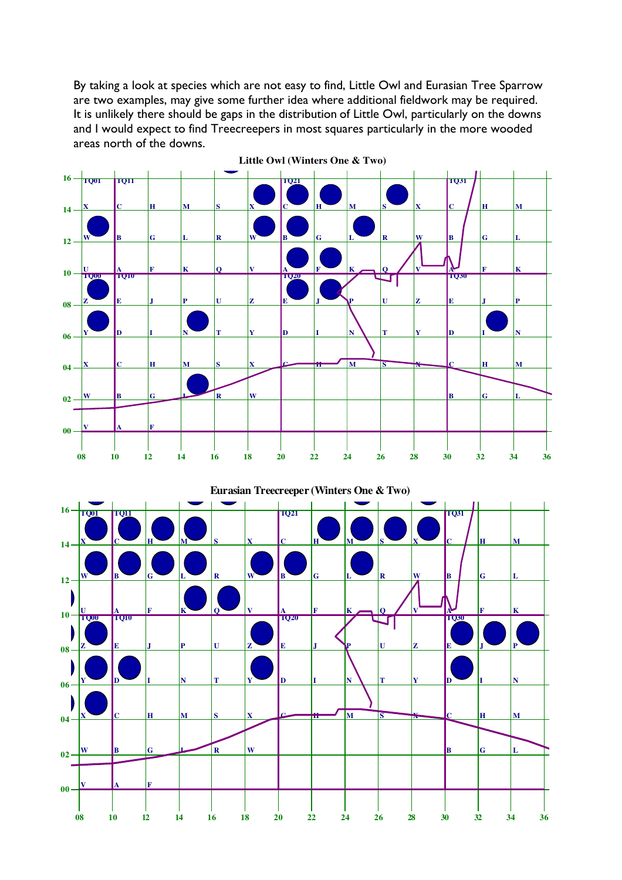By taking a look at species which are not easy to find, Little Owl and Eurasian Tree Sparrow are two examples, may give some further idea where additional fieldwork may be required. It is unlikely there should be gaps in the distribution of Little Owl, particularly on the downs and I would expect to find Treecreepers in most squares particularly in the more wooded areas north of the downs.

**Little Owl (Winters One & Two)**

**Eurasian Treecreeper (Winters One & Two)**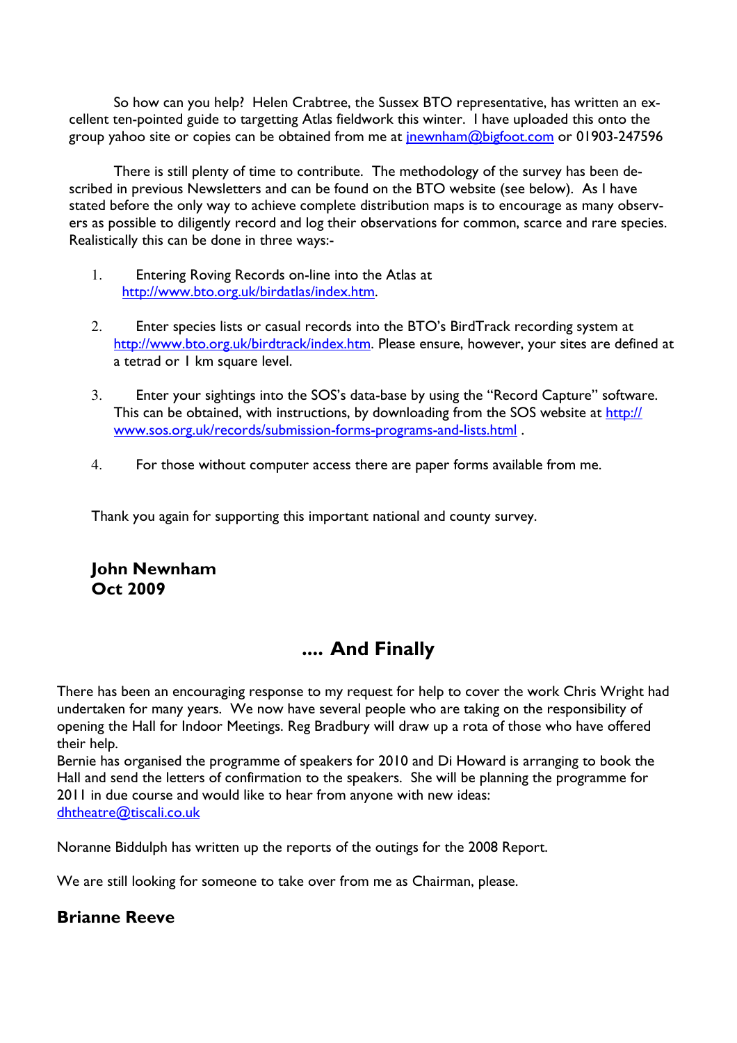So how can you help? Helen Crabtree, the Sussex BTO representative, has written an excellent ten-pointed guide to targetting Atlas fieldwork this winter. I have uploaded this onto the group yahoo site or copies can be obtained from me at jnewnham@bigfoot.com or 01903-247596

There is still plenty of time to contribute. The methodology of the survey has been described in previous Newsletters and can be found on the BTO website (see below). As I have stated before the only way to achieve complete distribution maps is to encourage as many observers as possible to diligently record and log their observations for common, scarce and rare species. Realistically this can be done in three ways:-

1. Entering Roving Records on-line into the Atlas at http://www.bto.org.uk/birdatlas/index.htm.

2. Enter species lists or casual records into the BTO's BirdTrack recording system at http://www.bto.org.uk/birdtrack/index.htm. Please ensure, however, your sites are defined at a tetrad or 1 km square level.

3. Enter your sightings into the SOS's data-base by using the "Record Capture" software. This can be obtained, with instructions, by downloading from the SOS website at http://www.sos.org.uk/records/submission-forms-programs-and-lists.html .

4. For those without computer access there are paper forms available from me.

Thank you again for supporting this important national and county survey.

**John Newnham**
**Oct 2009**

## .... And Finally

There has been an encouraging response to my request for help to cover the work Chris Wright had undertaken for many years. We now have several people who are taking on the responsibility of opening the Hall for Indoor Meetings. Reg Bradbury will draw up a rota of those who have offered their help.
Bernie has organised the programme of speakers for 2010 and Di Howard is arranging to book the Hall and send the letters of confirmation to the speakers. She will be planning the programme for 2011 in due course and would like to hear from anyone with new ideas:
dhtheatre@tiscali.co.uk

Noranne Biddulph has written up the reports of the outings for the 2008 Report.

We are still looking for someone to take over from me as Chairman, please.

**Brianne Reeve**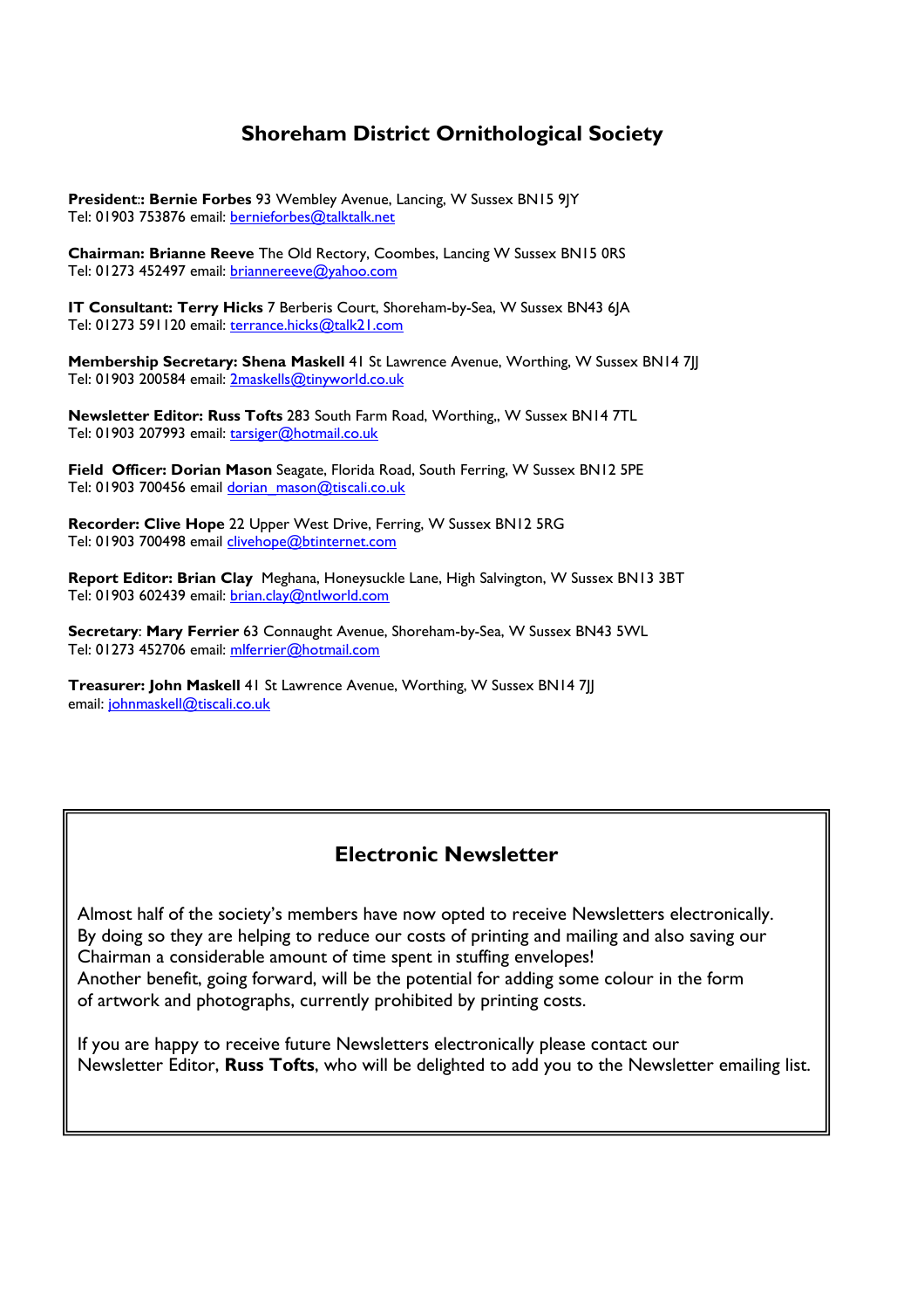# Shoreham District Ornithological Society

**President:: Bernie Forbes** 93 Wembley Avenue, Lancing, W Sussex BN15 9JY
Tel: 01903 753876 email: bernieforbes@talktalk.net

**Chairman: Brianne Reeve** The Old Rectory, Coombes, Lancing W Sussex BN15 0RS
Tel: 01273 452497 email: briannereeve@yahoo.com

**IT Consultant: Terry Hicks** 7 Berberis Court, Shoreham-by-Sea, W Sussex BN43 6JA
Tel: 01273 591120 email: terrance.hicks@talk21.com

**Membership Secretary: Shena Maskell** 41 St Lawrence Avenue, Worthing, W Sussex BN14 7JJ
Tel: 01903 200584 email: 2maskells@tinyworld.co.uk

**Newsletter Editor: Russ Tofts** 283 South Farm Road, Worthing,, W Sussex BN14 7TL
Tel: 01903 207993 email: tarsiger@hotmail.co.uk

**Field Officer: Dorian Mason** Seagate, Florida Road, South Ferring, W Sussex BN12 5PE
Tel: 01903 700456 email dorian_mason@tiscali.co.uk

**Recorder: Clive Hope** 22 Upper West Drive, Ferring, W Sussex BN12 5RG
Tel: 01903 700498 email clivehope@btinternet.com

**Report Editor: Brian Clay** Meghana, Honeysuckle Lane, High Salvington, W Sussex BN13 3BT
Tel: 01903 602439 email: brian.clay@ntlworld.com

**Secretary**: **Mary Ferrier** 63 Connaught Avenue, Shoreham-by-Sea, W Sussex BN43 5WL
Tel: 01273 452706 email: mlferrier@hotmail.com

**Treasurer: John Maskell** 41 St Lawrence Avenue, Worthing, W Sussex BN14 7JJ
email: johnmaskell@tiscali.co.uk

## Electronic Newsletter

Almost half of the society's members have now opted to receive Newsletters electronically. By doing so they are helping to reduce our costs of printing and mailing and also saving our Chairman a considerable amount of time spent in stuffing envelopes!
Another benefit, going forward, will be the potential for adding some colour in the form of artwork and photographs, currently prohibited by printing costs.

If you are happy to receive future Newsletters electronically please contact our Newsletter Editor, **Russ Tofts**, who will be delighted to add you to the Newsletter emailing list.